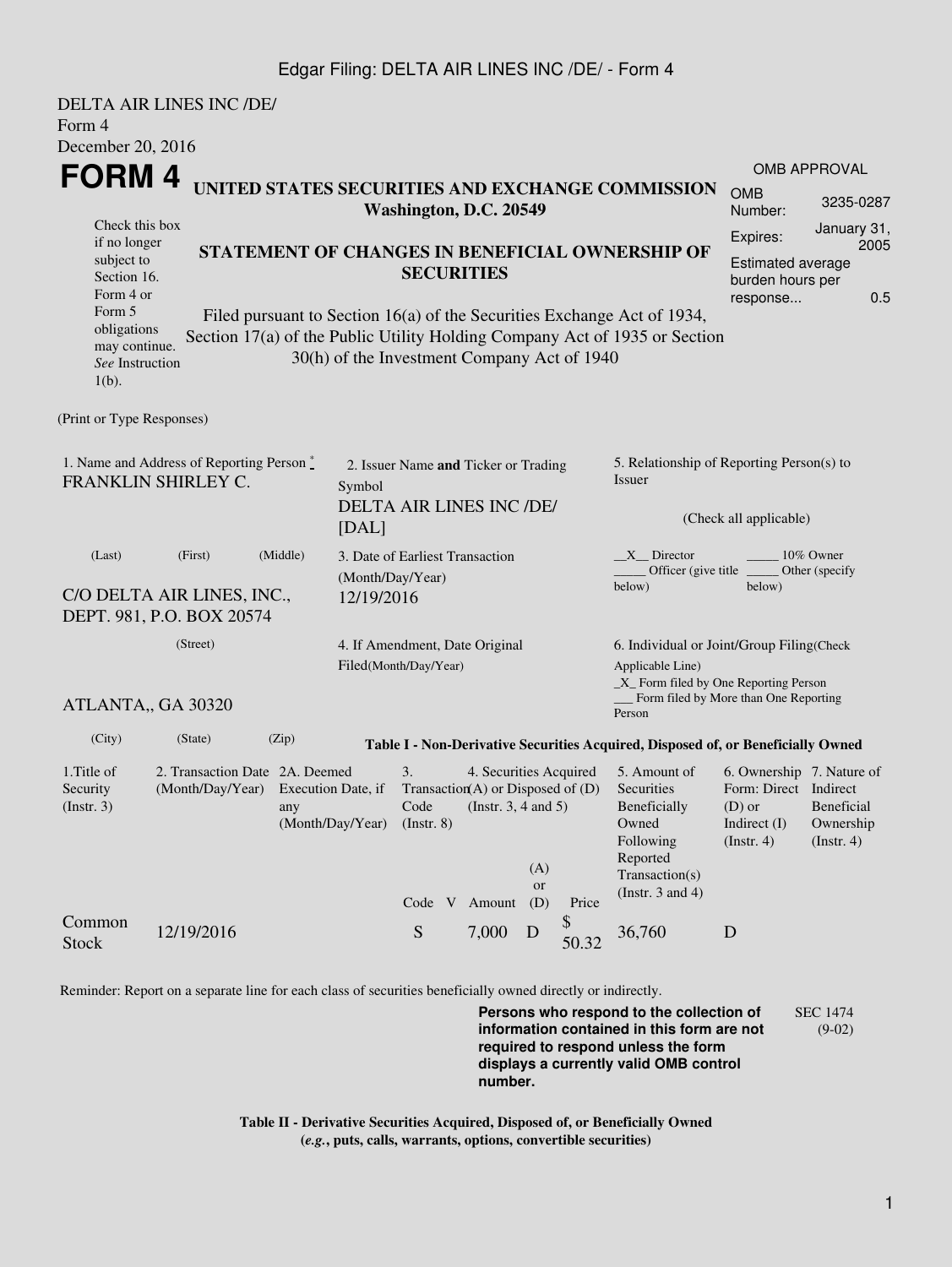DELTA AIR LINES INC /DE/
Form 4
December 20, 2016

# FORM 4

Check this box if no longer subject to Section 16. Form 4 or Form 5 obligations may continue. *See* Instruction 1(b).

## UNITED STATES SECURITIES AND EXCHANGE COMMISSION
**Washington, D.C. 20549**

## STATEMENT OF CHANGES IN BENEFICIAL OWNERSHIP OF SECURITIES

Filed pursuant to Section 16(a) of the Securities Exchange Act of 1934, Section 17(a) of the Public Utility Holding Company Act of 1935 or Section 30(h) of the Investment Company Act of 1940

| OMB APPROVAL | |
|---|---|
| OMB Number: | 3235-0287 |
| Expires: | January 31, 2005 |
| Estimated average burden hours per response... | 0.5 |

(Print or Type Responses)

1. Name and Address of Reporting Person *
FRANKLIN SHIRLEY C.

(Last) (First) (Middle)

C/O DELTA AIR LINES, INC., DEPT. 981, P.O. BOX 20574

(Street)

ATLANTA,, GA 30320

(City) (State) (Zip)

2. Issuer Name **and** Ticker or Trading Symbol
DELTA AIR LINES INC /DE/ [DAL]

3. Date of Earliest Transaction (Month/Day/Year)
12/19/2016

4. If Amendment, Date Original Filed(Month/Day/Year)

5. Relationship of Reporting Person(s) to Issuer

(Check all applicable)

__X__ Director _____ 10% Owner
_____ Officer (give title below) _____ Other (specify below)

6. Individual or Joint/Group Filing(Check Applicable Line)
_X_ Form filed by One Reporting Person
___ Form filed by More than One Reporting Person

**Table I - Non-Derivative Securities Acquired, Disposed of, or Beneficially Owned**

| 1.Title of Security (Instr. 3) | 2. Transaction Date (Month/Day/Year) | 2A. Deemed Execution Date, if any (Month/Day/Year) | 3. Transaction Code (Instr. 8) | | 4. Securities Acquired (A) or Disposed of (D) (Instr. 3, 4 and 5) | | | 5. Amount of Securities Beneficially Owned Following Reported Transaction(s) (Instr. 3 and 4) | 6. Ownership Form: Direct (D) or Indirect (I) (Instr. 4) | 7. Nature of Indirect Beneficial Ownership (Instr. 4) |
|---|---|---|---|---|---|---|---|---|---|---|
| | | | Code | V | Amount | (A) or (D) | Price | | | |
| Common Stock | 12/19/2016 | | S | | 7,000 | D | $ 50.32 | 36,760 | D | |

Reminder: Report on a separate line for each class of securities beneficially owned directly or indirectly.

**Persons who respond to the collection of information contained in this form are not required to respond unless the form displays a currently valid OMB control number.**

SEC 1474 (9-02)

**Table II - Derivative Securities Acquired, Disposed of, or Beneficially Owned**
**(*e.g.*, puts, calls, warrants, options, convertible securities)**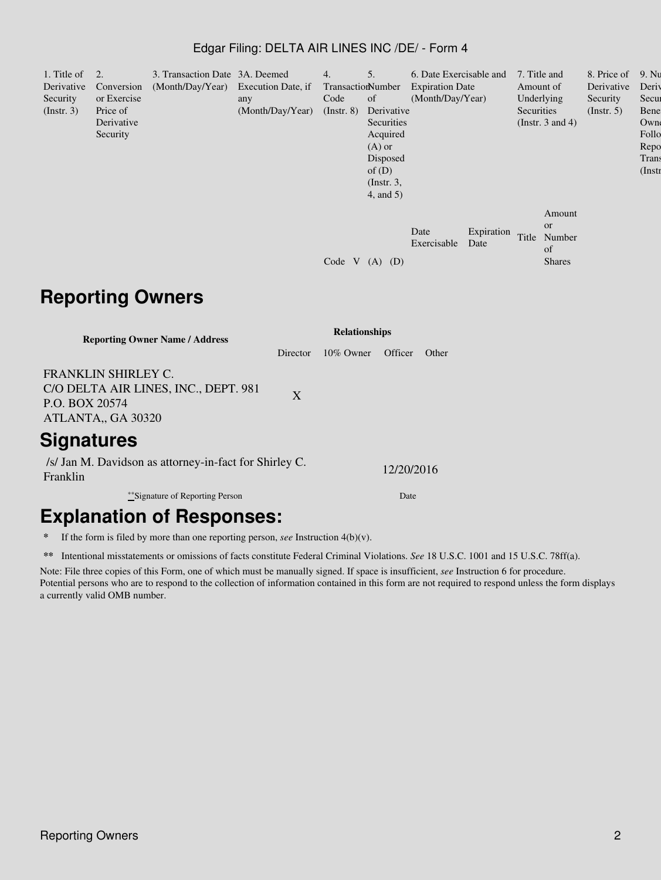| 1. Title of Derivative Security (Instr. 3) | 2. Conversion or Exercise Price of Derivative Security | 3. Transaction Date (Month/Day/Year) | 3A. Deemed Execution Date, if any (Month/Day/Year) | 4. Transaction Code (Instr. 8) | | 5. Number of Derivative Securities Acquired (A) or Disposed of (D) (Instr. 3, 4, and 5) | | 6. Date Exercisable and Expiration Date (Month/Day/Year) | | 7. Title and Amount of Underlying Securities (Instr. 3 and 4) | | 8. Price of Derivative Security (Instr. 5) | 9. Nu Deriv Secur Bene Owne Follo Repo Trans (Instr |
|---|---|---|---|---|---|---|---|---|---|---|---|---|---|
| | | | | Code | V | (A) | (D) | Date Exercisable | Expiration Date | Title | Amount or Number of Shares | | |

## Reporting Owners

| Reporting Owner Name / Address | Relationships | | | |
|---|---|---|---|---|
| | Director | 10% Owner | Officer | Other |
| FRANKLIN SHIRLEY C.<br>C/O DELTA AIR LINES, INC., DEPT. 981<br>P.O. BOX 20574<br>ATLANTA,, GA 30320 | X | | | |

## Signatures

| | |
|---|---|
| /s/ Jan M. Davidson as attorney-in-fact for Shirley C. Franklin | 12/20/2016 |
| **Signature of Reporting Person | Date |

## Explanation of Responses:

\* If the form is filed by more than one reporting person, *see* Instruction 4(b)(v).

** Intentional misstatements or omissions of facts constitute Federal Criminal Violations. *See* 18 U.S.C. 1001 and 15 U.S.C. 78ff(a).

Note: File three copies of this Form, one of which must be manually signed. If space is insufficient, *see* Instruction 6 for procedure.
Potential persons who are to respond to the collection of information contained in this form are not required to respond unless the form displays a currently valid OMB number.